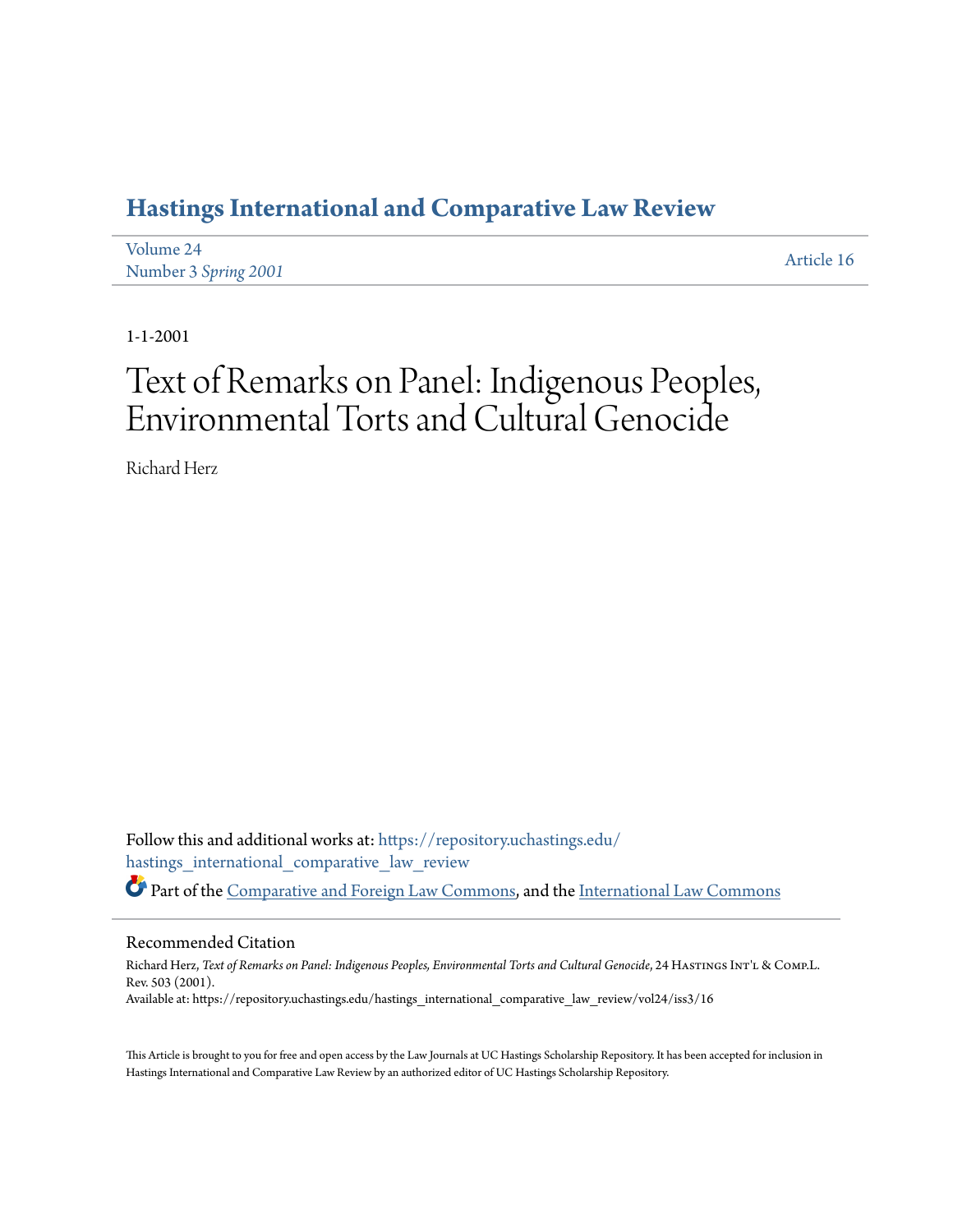# Hastings International and Comparative Law Review

Volume 24
Number 3 *Spring 2001*

Article 16

1-1-2001

# Text of Remarks on Panel: Indigenous Peoples, Environmental Torts and Cultural Genocide

Richard Herz

Follow this and additional works at: https://repository.uchastings.edu/hastings_international_comparative_law_review

Part of the Comparative and Foreign Law Commons, and the International Law Commons

## Recommended Citation

Richard Herz, *Text of Remarks on Panel: Indigenous Peoples, Environmental Torts and Cultural Genocide*, 24 Hastings Int'l & Comp.L. Rev. 503 (2001).
Available at: https://repository.uchastings.edu/hastings_international_comparative_law_review/vol24/iss3/16

This Article is brought to you for free and open access by the Law Journals at UC Hastings Scholarship Repository. It has been accepted for inclusion in Hastings International and Comparative Law Review by an authorized editor of UC Hastings Scholarship Repository.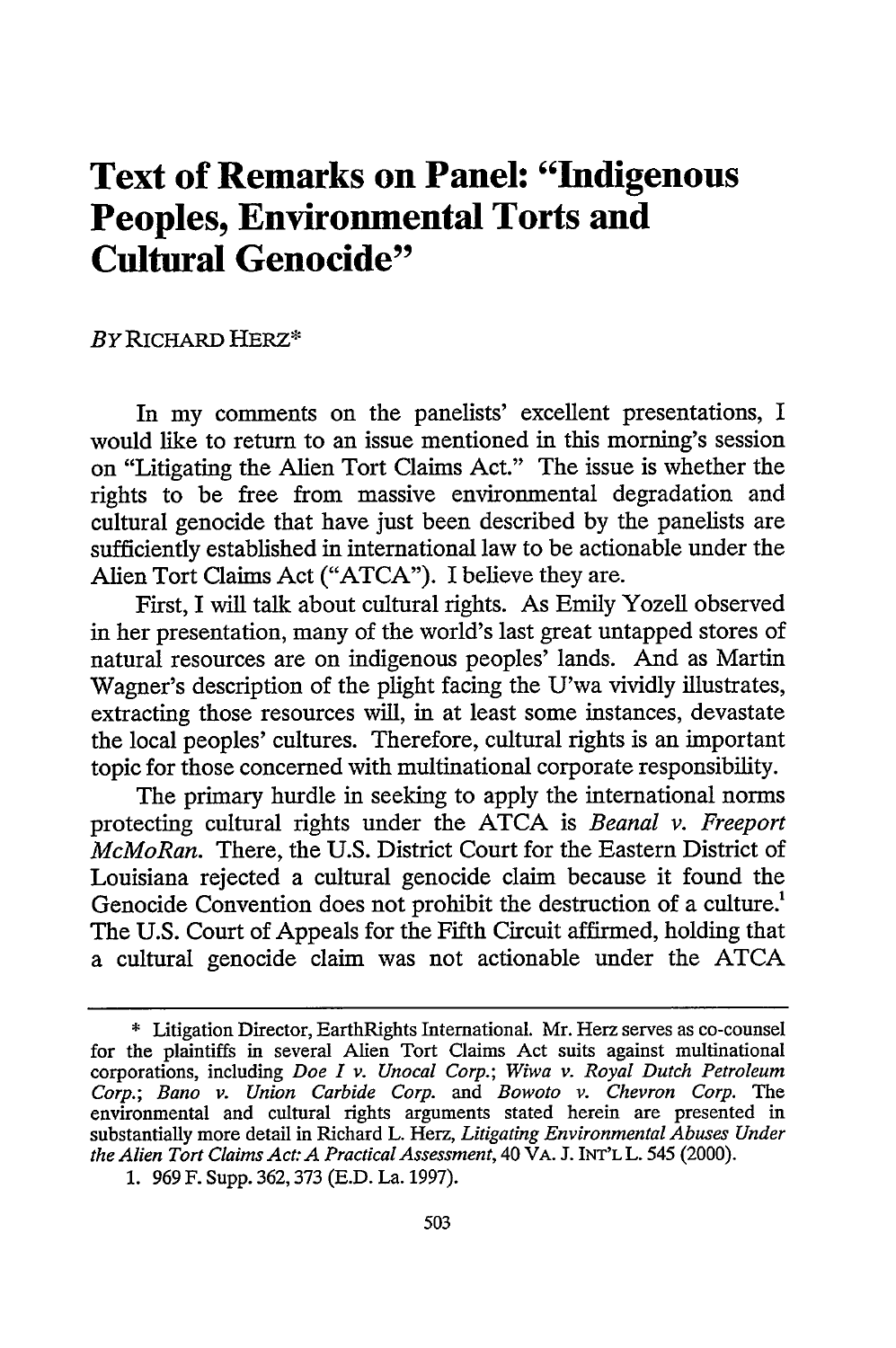# Text of Remarks on Panel: "Indigenous Peoples, Environmental Torts and Cultural Genocide"

*By* RICHARD HERZ*

In my comments on the panelists' excellent presentations, I would like to return to an issue mentioned in this morning's session on "Litigating the Alien Tort Claims Act." The issue is whether the rights to be free from massive environmental degradation and cultural genocide that have just been described by the panelists are sufficiently established in international law to be actionable under the Alien Tort Claims Act ("ATCA"). I believe they are.

First, I will talk about cultural rights. As Emily Yozell observed in her presentation, many of the world's last great untapped stores of natural resources are on indigenous peoples' lands. And as Martin Wagner's description of the plight facing the U'wa vividly illustrates, extracting those resources will, in at least some instances, devastate the local peoples' cultures. Therefore, cultural rights is an important topic for those concerned with multinational corporate responsibility.

The primary hurdle in seeking to apply the international norms protecting cultural rights under the ATCA is *Beanal v. Freeport McMoRan*. There, the U.S. District Court for the Eastern District of Louisiana rejected a cultural genocide claim because it found the Genocide Convention does not prohibit the destruction of a culture.[1] The U.S. Court of Appeals for the Fifth Circuit affirmed, holding that a cultural genocide claim was not actionable under the ATCA

---

\* Litigation Director, EarthRights International. Mr. Herz serves as co-counsel for the plaintiffs in several Alien Tort Claims Act suits against multinational corporations, including *Doe I v. Unocal Corp.*; *Wiwa v. Royal Dutch Petroleum Corp.*; *Bano v. Union Carbide Corp.* and *Bowoto v. Chevron Corp.* The environmental and cultural rights arguments stated herein are presented in substantially more detail in Richard L. Herz, *Litigating Environmental Abuses Under the Alien Tort Claims Act: A Practical Assessment*, 40 VA. J. INT'L L. 545 (2000).

1. 969 F. Supp. 362, 373 (E.D. La. 1997).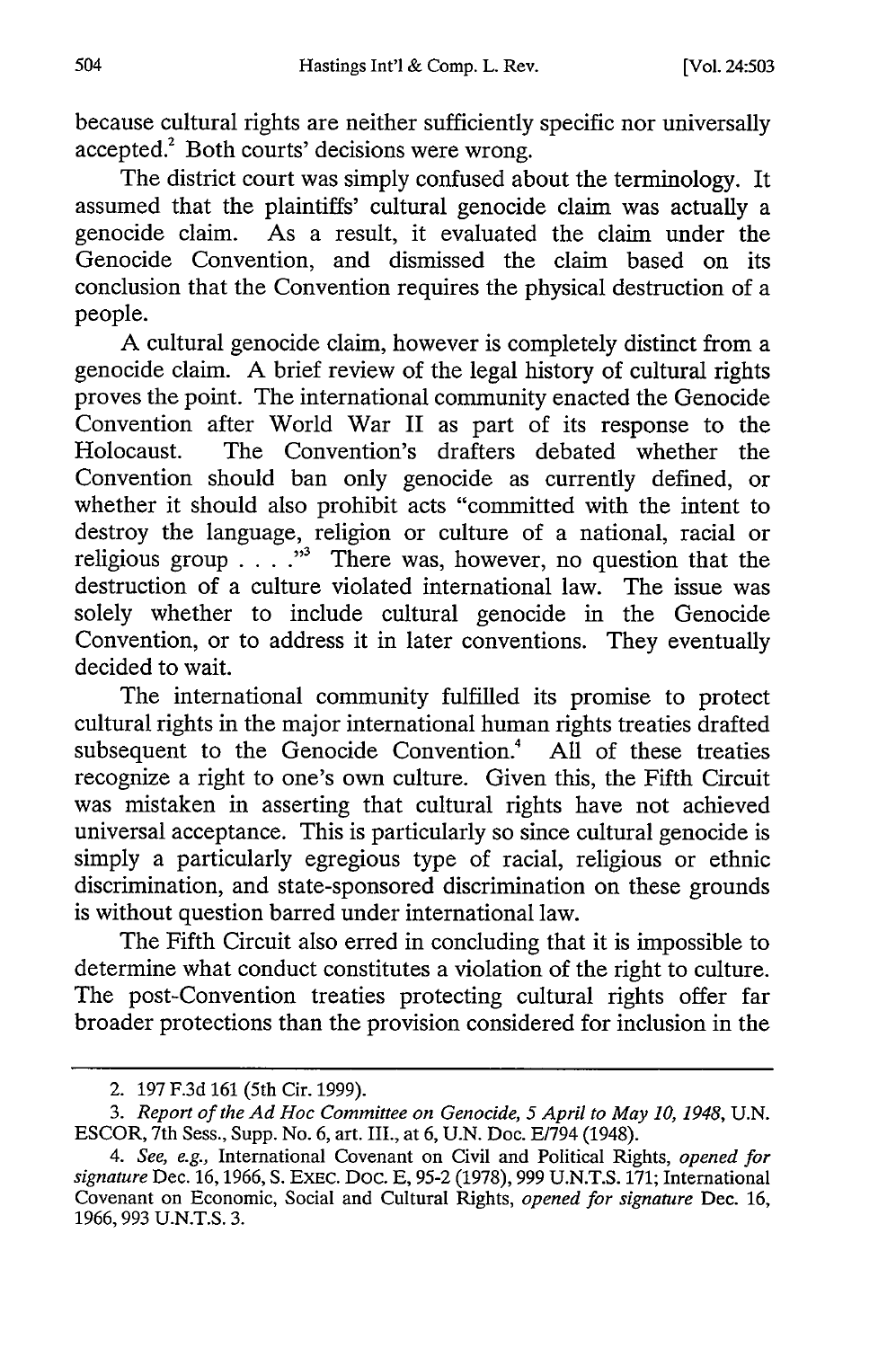because cultural rights are neither sufficiently specific nor universally accepted.[2] Both courts' decisions were wrong.

The district court was simply confused about the terminology. It assumed that the plaintiffs' cultural genocide claim was actually a genocide claim. As a result, it evaluated the claim under the Genocide Convention, and dismissed the claim based on its conclusion that the Convention requires the physical destruction of a people.

A cultural genocide claim, however is completely distinct from a genocide claim. A brief review of the legal history of cultural rights proves the point. The international community enacted the Genocide Convention after World War II as part of its response to the Holocaust. The Convention's drafters debated whether the Convention should ban only genocide as currently defined, or whether it should also prohibit acts "committed with the intent to destroy the language, religion or culture of a national, racial or religious group . . . ."[3] There was, however, no question that the destruction of a culture violated international law. The issue was solely whether to include cultural genocide in the Genocide Convention, or to address it in later conventions. They eventually decided to wait.

The international community fulfilled its promise to protect cultural rights in the major international human rights treaties drafted subsequent to the Genocide Convention.[4] All of these treaties recognize a right to one's own culture. Given this, the Fifth Circuit was mistaken in asserting that cultural rights have not achieved universal acceptance. This is particularly so since cultural genocide is simply a particularly egregious type of racial, religious or ethnic discrimination, and state-sponsored discrimination on these grounds is without question barred under international law.

The Fifth Circuit also erred in concluding that it is impossible to determine what conduct constitutes a violation of the right to culture. The post-Convention treaties protecting cultural rights offer far broader protections than the provision considered for inclusion in the

---

2. 197 F.3d 161 (5th Cir. 1999).

3. *Report of the Ad Hoc Committee on Genocide, 5 April to May 10, 1948*, U.N. ESCOR, 7th Sess., Supp. No. 6, art. III., at 6, U.N. Doc. E/794 (1948).

4. *See, e.g.*, International Covenant on Civil and Political Rights, *opened for signature* Dec. 16, 1966, S. EXEC. DOC. E, 95-2 (1978), 999 U.N.T.S. 171; International Covenant on Economic, Social and Cultural Rights, *opened for signature* Dec. 16, 1966, 993 U.N.T.S. 3.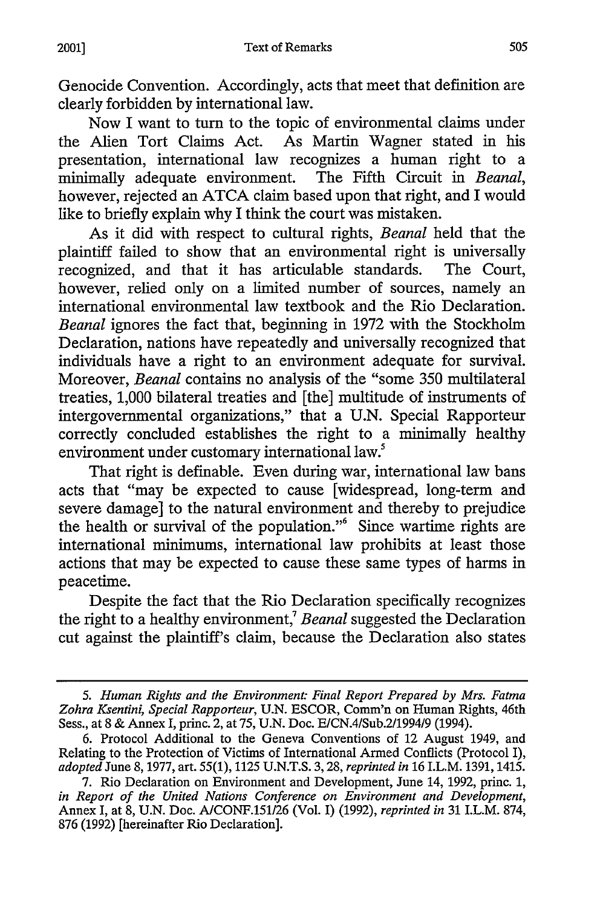Genocide Convention. Accordingly, acts that meet that definition are clearly forbidden by international law.

Now I want to turn to the topic of environmental claims under the Alien Tort Claims Act. As Martin Wagner stated in his presentation, international law recognizes a human right to a minimally adequate environment. The Fifth Circuit in *Beanal*, however, rejected an ATCA claim based upon that right, and I would like to briefly explain why I think the court was mistaken.

As it did with respect to cultural rights, *Beanal* held that the plaintiff failed to show that an environmental right is universally recognized, and that it has articulable standards. The Court, however, relied only on a limited number of sources, namely an international environmental law textbook and the Rio Declaration. *Beanal* ignores the fact that, beginning in 1972 with the Stockholm Declaration, nations have repeatedly and universally recognized that individuals have a right to an environment adequate for survival. Moreover, *Beanal* contains no analysis of the "some 350 multilateral treaties, 1,000 bilateral treaties and [the] multitude of instruments of intergovernmental organizations," that a U.N. Special Rapporteur correctly concluded establishes the right to a minimally healthy environment under customary international law.[5]

That right is definable. Even during war, international law bans acts that "may be expected to cause [widespread, long-term and severe damage] to the natural environment and thereby to prejudice the health or survival of the population."[6] Since wartime rights are international minimums, international law prohibits at least those actions that may be expected to cause these same types of harms in peacetime.

Despite the fact that the Rio Declaration specifically recognizes the right to a healthy environment,[7] *Beanal* suggested the Declaration cut against the plaintiff's claim, because the Declaration also states

---

5. *Human Rights and the Environment: Final Report Prepared by Mrs. Fatma Zohra Ksentini, Special Rapporteur*, U.N. ESCOR, Comm'n on Human Rights, 46th Sess., at 8 & Annex I, princ. 2, at 75, U.N. Doc. E/CN.4/Sub.2/1994/9 (1994).

6. Protocol Additional to the Geneva Conventions of 12 August 1949, and Relating to the Protection of Victims of International Armed Conflicts (Protocol I), *adopted* June 8, 1977, art. 55(1), 1125 U.N.T.S. 3, 28, *reprinted in* 16 I.L.M. 1391, 1415.

7. Rio Declaration on Environment and Development, June 14, 1992, princ. 1, *in Report of the United Nations Conference on Environment and Development*, Annex I, at 8, U.N. Doc. A/CONF.151/26 (Vol. I) (1992), *reprinted in* 31 I.L.M. 874, 876 (1992) [hereinafter Rio Declaration].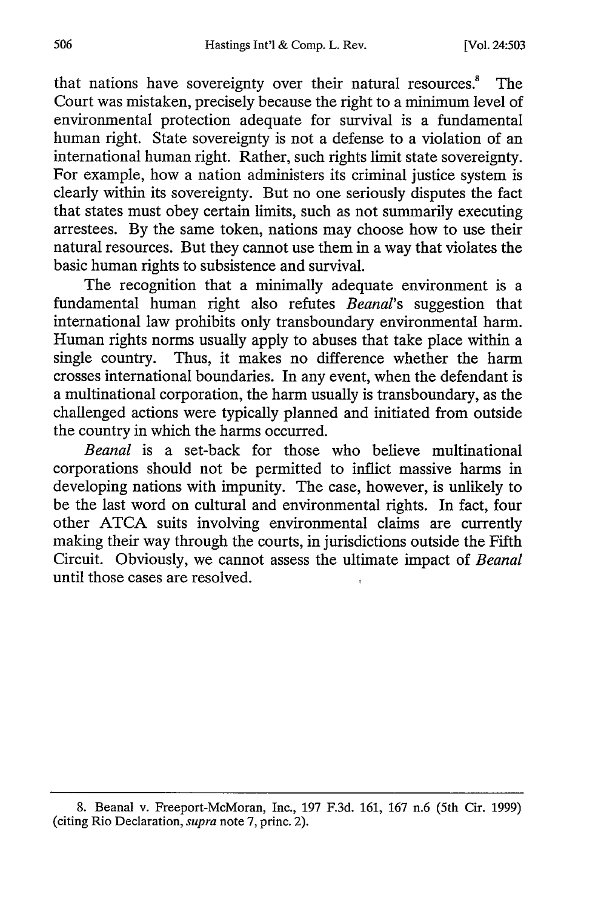that nations have sovereignty over their natural resources.[8] The Court was mistaken, precisely because the right to a minimum level of environmental protection adequate for survival is a fundamental human right. State sovereignty is not a defense to a violation of an international human right. Rather, such rights limit state sovereignty. For example, how a nation administers its criminal justice system is clearly within its sovereignty. But no one seriously disputes the fact that states must obey certain limits, such as not summarily executing arrestees. By the same token, nations may choose how to use their natural resources. But they cannot use them in a way that violates the basic human rights to subsistence and survival.

The recognition that a minimally adequate environment is a fundamental human right also refutes *Beanal*'s suggestion that international law prohibits only transboundary environmental harm. Human rights norms usually apply to abuses that take place within a single country. Thus, it makes no difference whether the harm crosses international boundaries. In any event, when the defendant is a multinational corporation, the harm usually is transboundary, as the challenged actions were typically planned and initiated from outside the country in which the harms occurred.

*Beanal* is a set-back for those who believe multinational corporations should not be permitted to inflict massive harms in developing nations with impunity. The case, however, is unlikely to be the last word on cultural and environmental rights. In fact, four other ATCA suits involving environmental claims are currently making their way through the courts, in jurisdictions outside the Fifth Circuit. Obviously, we cannot assess the ultimate impact of *Beanal* until those cases are resolved.

---

8. Beanal v. Freeport-McMoran, Inc., 197 F.3d. 161, 167 n.6 (5th Cir. 1999) (citing Rio Declaration, *supra* note 7, princ. 2).